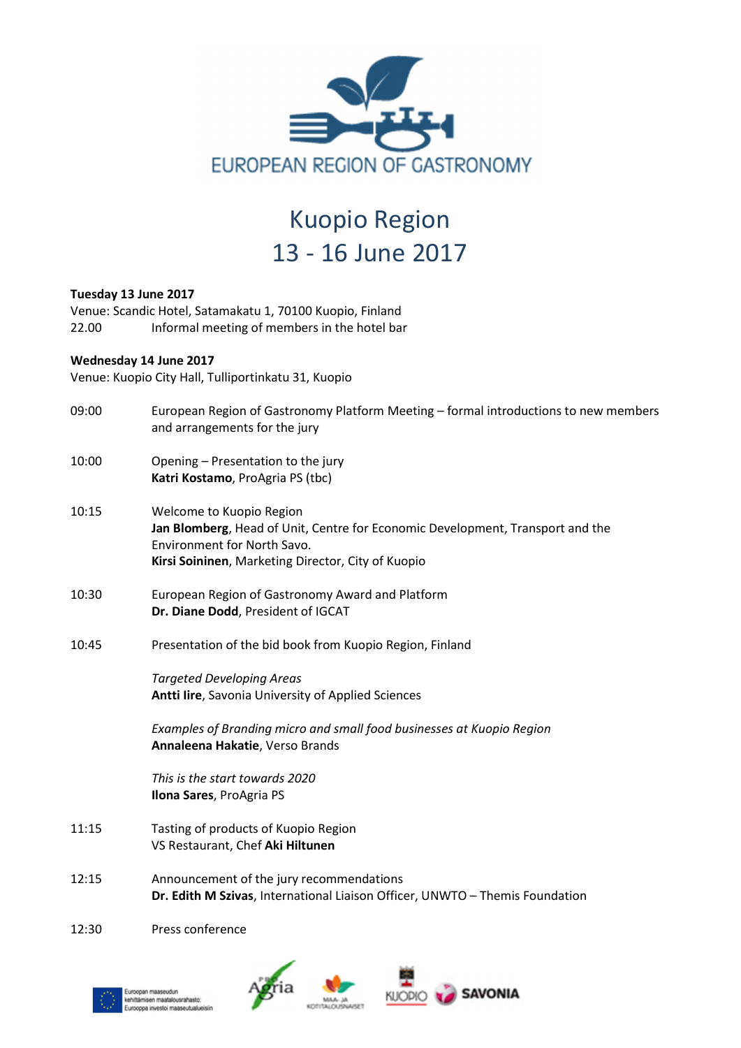EUROPEAN REGION OF GASTRONOMY

# Kuopio Region
# 13 - 16 June 2017

**Tuesday 13 June 2017**

Venue: Scandic Hotel, Satamakatu 1, 70100 Kuopio, Finland

22.00 Informal meeting of members in the hotel bar

**Wednesday 14 June 2017**

Venue: Kuopio City Hall, Tulliportinkatu 31, Kuopio

09:00 European Region of Gastronomy Platform Meeting – formal introductions to new members and arrangements for the jury

10:00 Opening – Presentation to the jury
**Katri Kostamo**, ProAgria PS (tbc)

10:15 Welcome to Kuopio Region
**Jan Blomberg**, Head of Unit, Centre for Economic Development, Transport and the Environment for North Savo.
**Kirsi Soininen**, Marketing Director, City of Kuopio

10:30 European Region of Gastronomy Award and Platform
**Dr. Diane Dodd**, President of IGCAT

10:45 Presentation of the bid book from Kuopio Region, Finland

*Targeted Developing Areas*
**Antti Iire**, Savonia University of Applied Sciences

*Examples of Branding micro and small food businesses at Kuopio Region*
**Annaleena Hakatie**, Verso Brands

*This is the start towards 2020*
**Ilona Sares**, ProAgria PS

11:15 Tasting of products of Kuopio Region
VS Restaurant, Chef **Aki Hiltunen**

12:15 Announcement of the jury recommendations
**Dr. Edith M Szivas**, International Liaison Officer, UNWTO – Themis Foundation

12:30 Press conference

Euroopan maaseudun kehittämisen maatalousrahasto: Eurooppa investoi maaseutualueisiin

ProAgria MAA- JA KOTITALOUSNAISET KUOPIO SAVONIA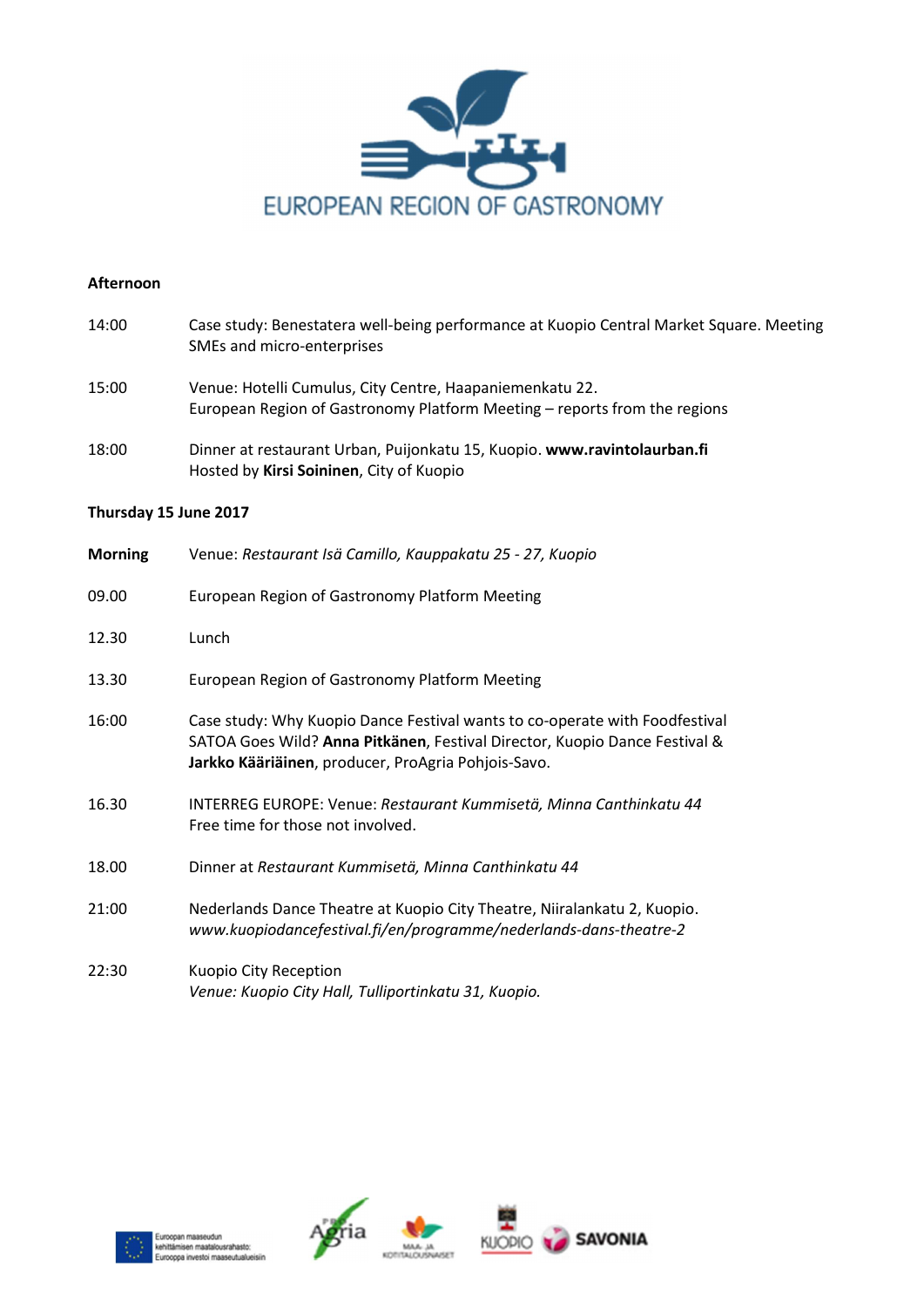EUROPEAN REGION OF GASTRONOMY

**Afternoon**

| | |
|---|---|
| 14:00 | Case study: Benestatera well-being performance at Kuopio Central Market Square. Meeting SMEs and micro-enterprises |
| 15:00 | Venue: Hotelli Cumulus, City Centre, Haapaniemenkatu 22.<br>European Region of Gastronomy Platform Meeting – reports from the regions |
| 18:00 | Dinner at restaurant Urban, Puijonkatu 15, Kuopio. **www.ravintolaurban.fi**<br>Hosted by **Kirsi Soininen**, City of Kuopio |

**Thursday 15 June 2017**

| | |
|---|---|
| **Morning** | Venue: *Restaurant Isä Camillo, Kauppakatu 25 - 27, Kuopio* |
| 09.00 | European Region of Gastronomy Platform Meeting |
| 12.30 | Lunch |
| 13.30 | European Region of Gastronomy Platform Meeting |
| 16:00 | Case study: Why Kuopio Dance Festival wants to co-operate with Foodfestival SATOA Goes Wild? **Anna Pitkänen**, Festival Director, Kuopio Dance Festival & **Jarkko Kääriäinen**, producer, ProAgria Pohjois-Savo. |
| 16.30 | INTERREG EUROPE: Venue: *Restaurant Kummisetä, Minna Canthinkatu 44*<br>Free time for those not involved. |
| 18.00 | Dinner at *Restaurant Kummisetä, Minna Canthinkatu 44* |
| 21:00 | Nederlands Dance Theatre at Kuopio City Theatre, Niiralankatu 2, Kuopio.<br>*www.kuopiodancefestival.fi/en/programme/nederlands-dans-theatre-2* |
| 22:30 | Kuopio City Reception<br>*Venue: Kuopio City Hall, Tulliportinkatu 31, Kuopio.* |

Euroopan maaseudun kehittämisen maatalousrahasto: Eurooppa investoi maaseutualueisiin

ProAgria

MAA- JA KOTITALOUSNAISET

KUOPIO

SAVONIA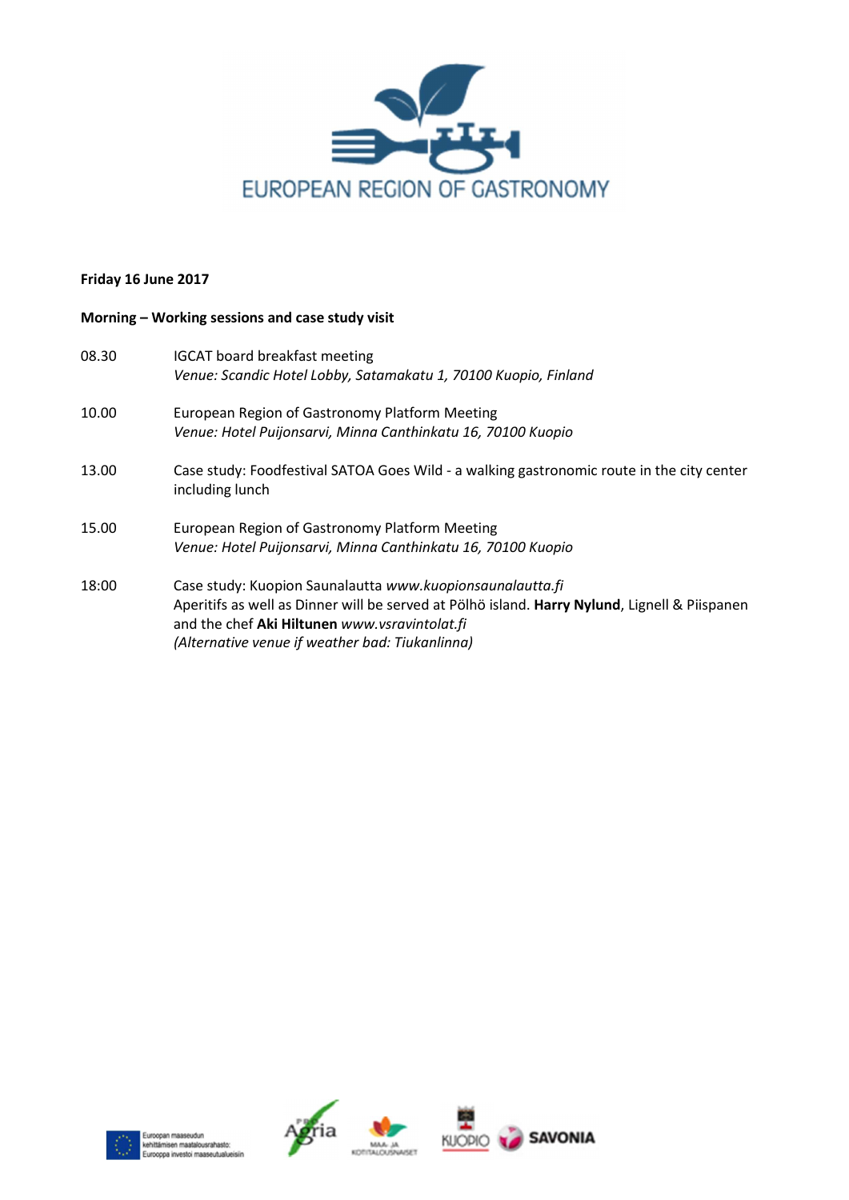EUROPEAN REGION OF GASTRONOMY

**Friday 16 June 2017**

**Morning – Working sessions and case study visit**

08.30 IGCAT board breakfast meeting
*Venue: Scandic Hotel Lobby, Satamakatu 1, 70100 Kuopio, Finland*

10.00 European Region of Gastronomy Platform Meeting
*Venue: Hotel Puijonsarvi, Minna Canthinkatu 16, 70100 Kuopio*

13.00 Case study: Foodfestival SATOA Goes Wild - a walking gastronomic route in the city center including lunch

15.00 European Region of Gastronomy Platform Meeting
*Venue: Hotel Puijonsarvi, Minna Canthinkatu 16, 70100 Kuopio*

18:00 Case study: Kuopion Saunalautta *www.kuopionsaunalautta.fi*
Aperitifs as well as Dinner will be served at Pölhö island. **Harry Nylund**, Lignell & Piispanen and the chef **Aki Hiltunen** *www.vsravintolat.fi*
*(Alternative venue if weather bad: Tiukanlinna)*

Euroopan maaseudun kehittämisen maatalousrahasto: Eurooppa investoi maaseutualueisiin

Pro Agria

MAA- JA KOTITALOUSNAISET

KUOPIO

SAVONIA